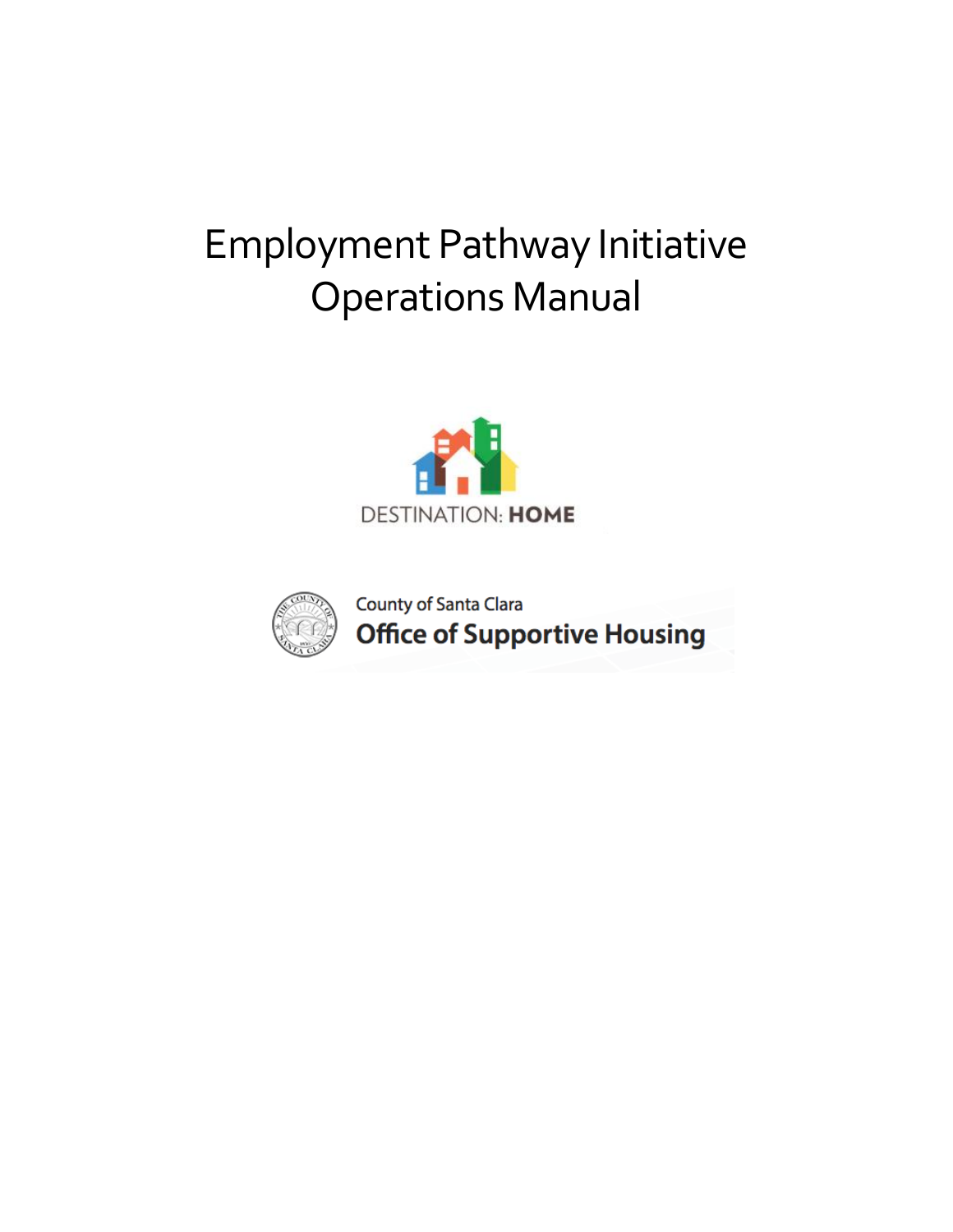# Employment Pathway Initiative Operations Manual

DESTINATION: **HOME**

County of Santa Clara

**Office of Supportive Housing**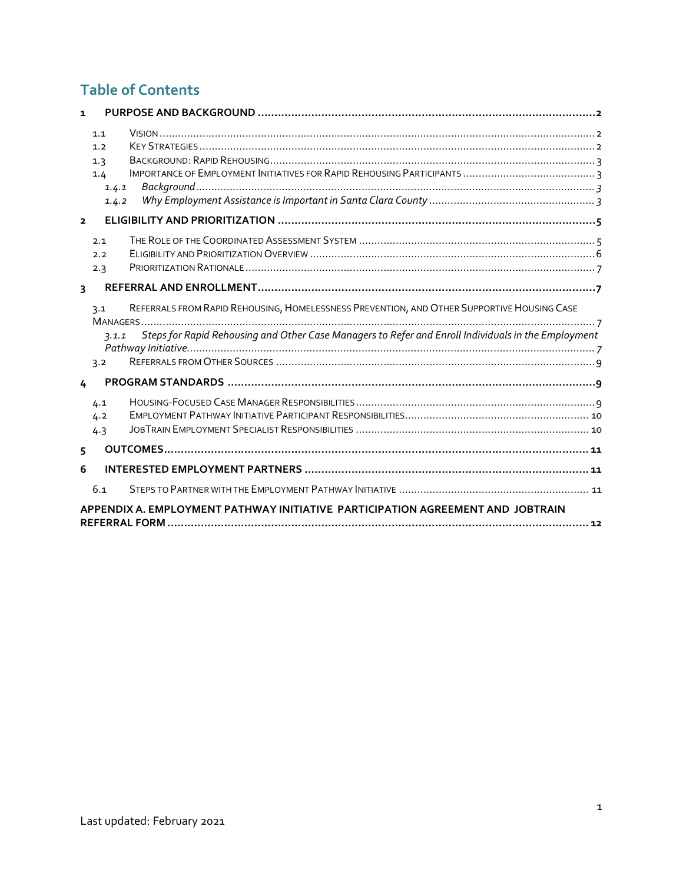## Table of Contents

1 PURPOSE AND BACKGROUND .......... 2
- 1.1 VISION .......... 2
- 1.2 KEY STRATEGIES .......... 2
- 1.3 BACKGROUND: RAPID REHOUSING .......... 3
- 1.4 IMPORTANCE OF EMPLOYMENT INITIATIVES FOR RAPID REHOUSING PARTICIPANTS .......... 3
  - *1.4.1 Background .......... 3*
  - *1.4.2 Why Employment Assistance is Important in Santa Clara County .......... 3*

2 ELIGIBILITY AND PRIORITIZATION .......... 5
- 2.1 THE ROLE OF THE COORDINATED ASSESSMENT SYSTEM .......... 5
- 2.2 ELIGIBILITY AND PRIORITIZATION OVERVIEW .......... 6
- 2.3 PRIORITIZATION RATIONALE .......... 7

3 REFERRAL AND ENROLLMENT .......... 7
- 3.1 REFERRALS FROM RAPID REHOUSING, HOMELESSNESS PREVENTION, AND OTHER SUPPORTIVE HOUSING CASE MANAGERS .......... 7
  - *3.1.1 Steps for Rapid Rehousing and Other Case Managers to Refer and Enroll Individuals in the Employment Pathway Initiative .......... 7*
- 3.2 REFERRALS FROM OTHER SOURCES .......... 9

4 PROGRAM STANDARDS .......... 9
- 4.1 HOUSING-FOCUSED CASE MANAGER RESPONSIBILITIES .......... 9
- 4.2 EMPLOYMENT PATHWAY INITIATIVE PARTICIPANT RESPONSIBILITIES .......... 10
- 4.3 JOBTRAIN EMPLOYMENT SPECIALIST RESPONSIBILITIES .......... 10

5 OUTCOMES .......... 11

6 INTERESTED EMPLOYMENT PARTNERS .......... 11
- 6.1 STEPS TO PARTNER WITH THE EMPLOYMENT PATHWAY INITIATIVE .......... 11

APPENDIX A. EMPLOYMENT PATHWAY INITIATIVE PARTICIPATION AGREEMENT AND JOBTRAIN REFERRAL FORM .......... 12

Last updated: February 2021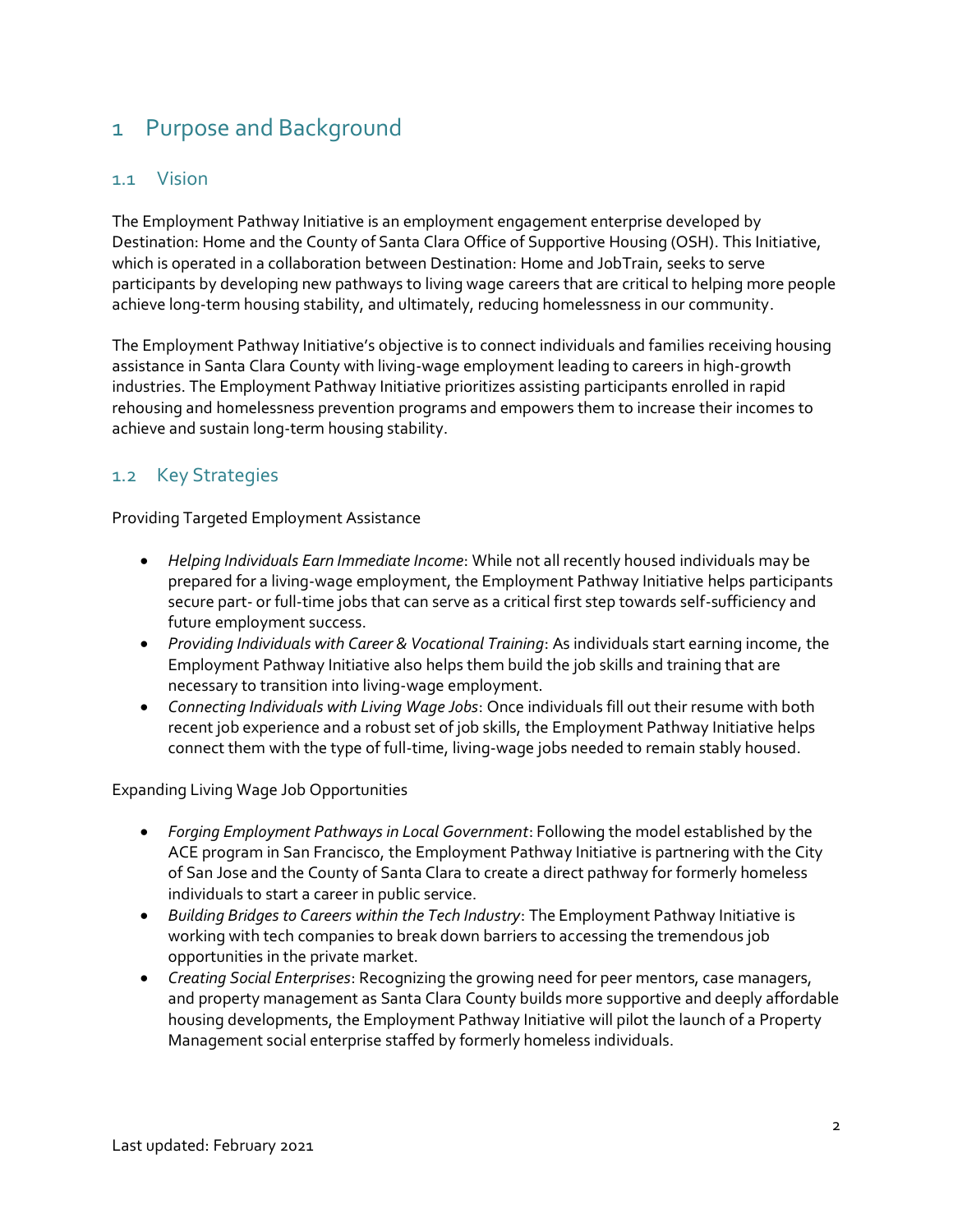# 1 Purpose and Background

## 1.1 Vision

The Employment Pathway Initiative is an employment engagement enterprise developed by Destination: Home and the County of Santa Clara Office of Supportive Housing (OSH). This Initiative, which is operated in a collaboration between Destination: Home and JobTrain, seeks to serve participants by developing new pathways to living wage careers that are critical to helping more people achieve long-term housing stability, and ultimately, reducing homelessness in our community.

The Employment Pathway Initiative's objective is to connect individuals and families receiving housing assistance in Santa Clara County with living-wage employment leading to careers in high-growth industries. The Employment Pathway Initiative prioritizes assisting participants enrolled in rapid rehousing and homelessness prevention programs and empowers them to increase their incomes to achieve and sustain long-term housing stability.

## 1.2 Key Strategies

Providing Targeted Employment Assistance

- *Helping Individuals Earn Immediate Income*: While not all recently housed individuals may be prepared for a living-wage employment, the Employment Pathway Initiative helps participants secure part- or full-time jobs that can serve as a critical first step towards self-sufficiency and future employment success.
- *Providing Individuals with Career & Vocational Training*: As individuals start earning income, the Employment Pathway Initiative also helps them build the job skills and training that are necessary to transition into living-wage employment.
- *Connecting Individuals with Living Wage Jobs*: Once individuals fill out their resume with both recent job experience and a robust set of job skills, the Employment Pathway Initiative helps connect them with the type of full-time, living-wage jobs needed to remain stably housed.

Expanding Living Wage Job Opportunities

- *Forging Employment Pathways in Local Government*: Following the model established by the ACE program in San Francisco, the Employment Pathway Initiative is partnering with the City of San Jose and the County of Santa Clara to create a direct pathway for formerly homeless individuals to start a career in public service.
- *Building Bridges to Careers within the Tech Industry*: The Employment Pathway Initiative is working with tech companies to break down barriers to accessing the tremendous job opportunities in the private market.
- *Creating Social Enterprises*: Recognizing the growing need for peer mentors, case managers, and property management as Santa Clara County builds more supportive and deeply affordable housing developments, the Employment Pathway Initiative will pilot the launch of a Property Management social enterprise staffed by formerly homeless individuals.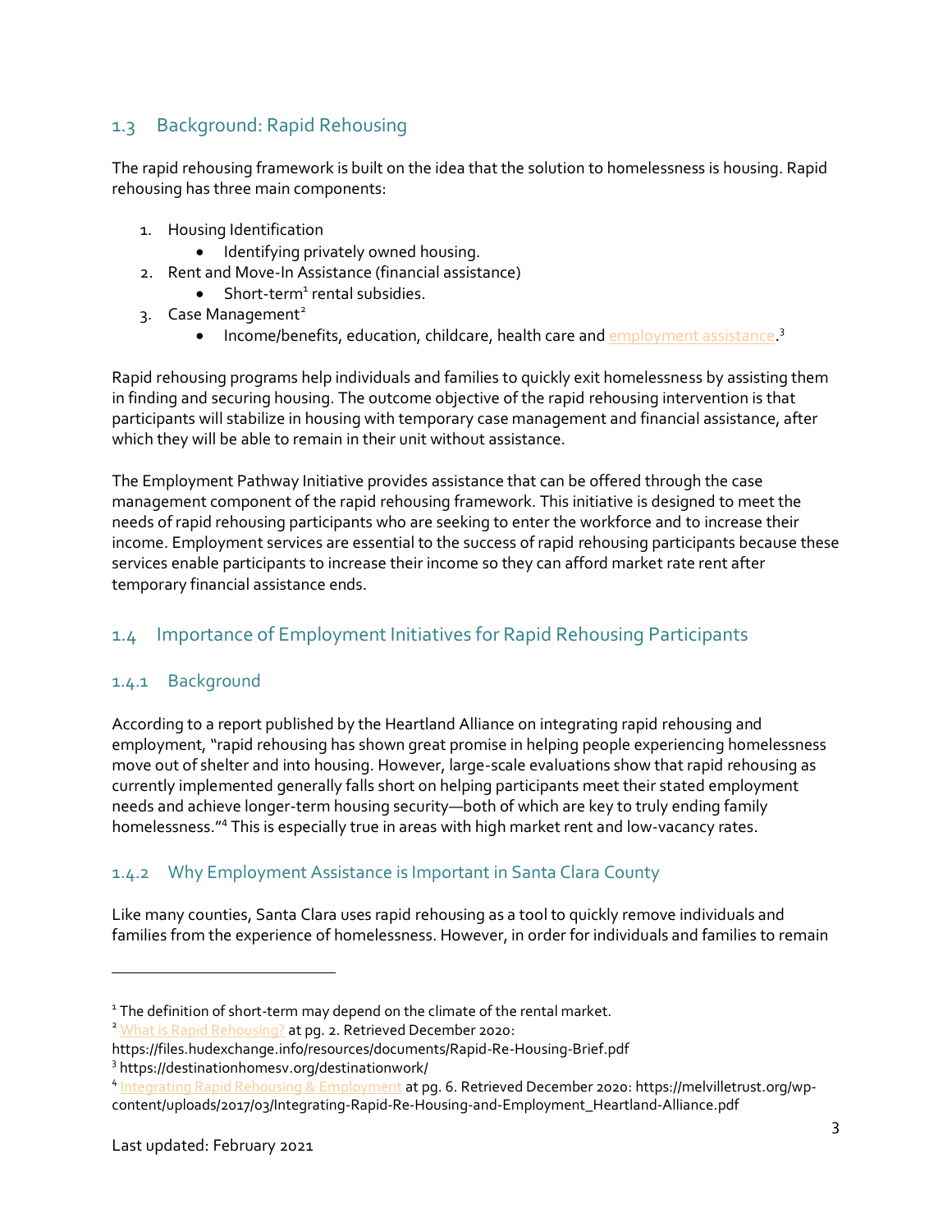## 1.3 Background: Rapid Rehousing

The rapid rehousing framework is built on the idea that the solution to homelessness is housing. Rapid rehousing has three main components:

1. Housing Identification
   - Identifying privately owned housing.
2. Rent and Move-In Assistance (financial assistance)
   - Short-term[1] rental subsidies.
3. Case Management[2]
   - Income/benefits, education, childcare, health care and employment assistance.[3]

Rapid rehousing programs help individuals and families to quickly exit homelessness by assisting them in finding and securing housing. The outcome objective of the rapid rehousing intervention is that participants will stabilize in housing with temporary case management and financial assistance, after which they will be able to remain in their unit without assistance.

The Employment Pathway Initiative provides assistance that can be offered through the case management component of the rapid rehousing framework. This initiative is designed to meet the needs of rapid rehousing participants who are seeking to enter the workforce and to increase their income. Employment services are essential to the success of rapid rehousing participants because these services enable participants to increase their income so they can afford market rate rent after temporary financial assistance ends.

## 1.4 Importance of Employment Initiatives for Rapid Rehousing Participants

### 1.4.1 Background

According to a report published by the Heartland Alliance on integrating rapid rehousing and employment, "rapid rehousing has shown great promise in helping people experiencing homelessness move out of shelter and into housing. However, large-scale evaluations show that rapid rehousing as currently implemented generally falls short on helping participants meet their stated employment needs and achieve longer-term housing security—both of which are key to truly ending family homelessness."[4] This is especially true in areas with high market rent and low-vacancy rates.

### 1.4.2 Why Employment Assistance is Important in Santa Clara County

Like many counties, Santa Clara uses rapid rehousing as a tool to quickly remove individuals and families from the experience of homelessness. However, in order for individuals and families to remain

---

[1] The definition of short-term may depend on the climate of the rental market.

[2] What is Rapid Rehousing? at pg. 2. Retrieved December 2020: https://files.hudexchange.info/resources/documents/Rapid-Re-Housing-Brief.pdf

[3] https://destinationhomesv.org/destinationwork/

[4] Integrating Rapid Rehousing & Employment at pg. 6. Retrieved December 2020: https://melvilletrust.org/wp-content/uploads/2017/03/Integrating-Rapid-Re-Housing-and-Employment_Heartland-Alliance.pdf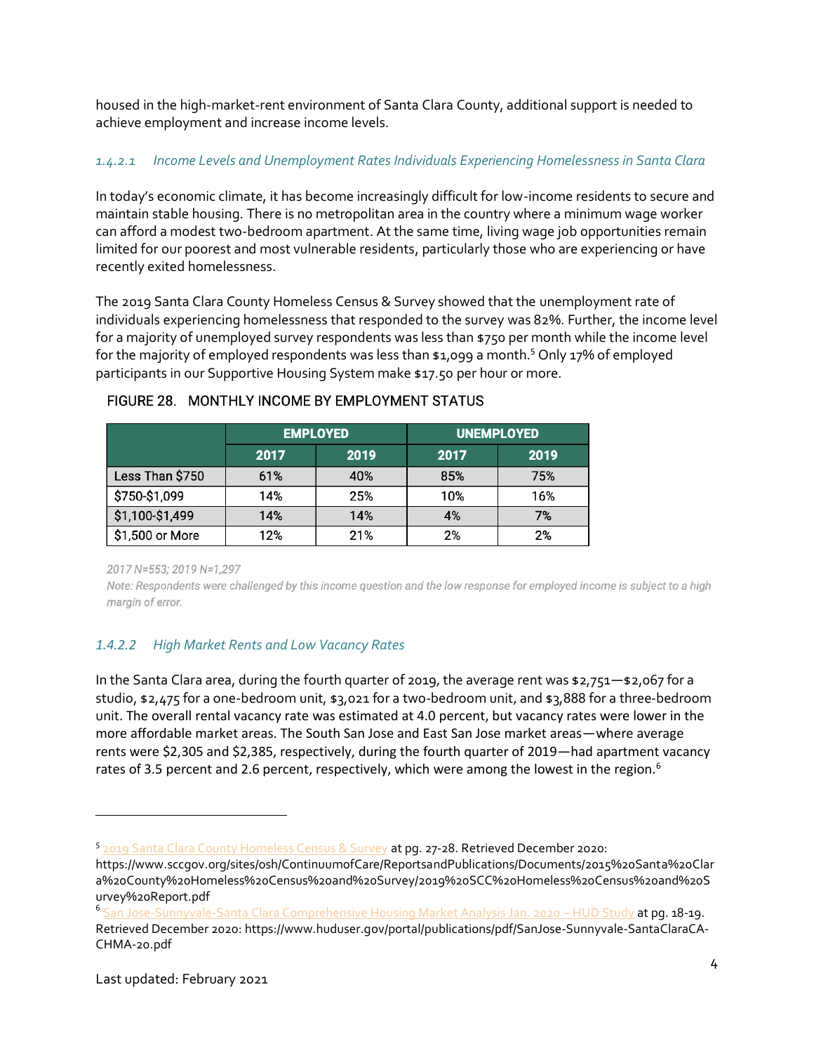housed in the high-market-rent environment of Santa Clara County, additional support is needed to achieve employment and increase income levels.

#### *1.4.2.1 Income Levels and Unemployment Rates Individuals Experiencing Homelessness in Santa Clara*

In today's economic climate, it has become increasingly difficult for low-income residents to secure and maintain stable housing. There is no metropolitan area in the country where a minimum wage worker can afford a modest two-bedroom apartment. At the same time, living wage job opportunities remain limited for our poorest and most vulnerable residents, particularly those who are experiencing or have recently exited homelessness.

The 2019 Santa Clara County Homeless Census & Survey showed that the unemployment rate of individuals experiencing homelessness that responded to the survey was 82%. Further, the income level for a majority of unemployed survey respondents was less than $750 per month while the income level for the majority of employed respondents was less than $1,099 a month.[5] Only 17% of employed participants in our Supportive Housing System make $17.50 per hour or more.

FIGURE 28. MONTHLY INCOME BY EMPLOYMENT STATUS

| | EMPLOYED | | UNEMPLOYED | |
|---|---|---|---|---|
| | 2017 | 2019 | 2017 | 2019 |
| Less Than $750 | 61% | 40% | 85% | 75% |
| $750-$1,099 | 14% | 25% | 10% | 16% |
| $1,100-$1,499 | 14% | 14% | 4% | 7% |
| $1,500 or More | 12% | 21% | 2% | 2% |

*2017 N=553; 2019 N=1,297*

*Note: Respondents were challenged by this income question and the low response for employed income is subject to a high margin of error.*

#### *1.4.2.2 High Market Rents and Low Vacancy Rates*

In the Santa Clara area, during the fourth quarter of 2019, the average rent was $2,751—$2,067 for a studio, $2,475 for a one-bedroom unit, $3,021 for a two-bedroom unit, and $3,888 for a three-bedroom unit. The overall rental vacancy rate was estimated at 4.0 percent, but vacancy rates were lower in the more affordable market areas. The South San Jose and East San Jose market areas—where average rents were $2,305 and $2,385, respectively, during the fourth quarter of 2019—had apartment vacancy rates of 3.5 percent and 2.6 percent, respectively, which were among the lowest in the region.[6]

---

[5] 2019 Santa Clara County Homeless Census & Survey at pg. 27-28. Retrieved December 2020: https://www.sccgov.org/sites/osh/ContinuumofCare/ReportsandPublications/Documents/2015%20Santa%20Clara%20County%20Homeless%20Census%20and%20Survey/2019%20SCC%20Homeless%20Census%20and%20Survey%20Report.pdf

[6] San Jose-Sunnyvale-Santa Clara Comprehensive Housing Market Analysis Jan. 2020 – HUD Study at pg. 18-19. Retrieved December 2020: https://www.huduser.gov/portal/publications/pdf/SanJose-Sunnyvale-SantaClaraCA-CHMA-20.pdf

Last updated: February 2021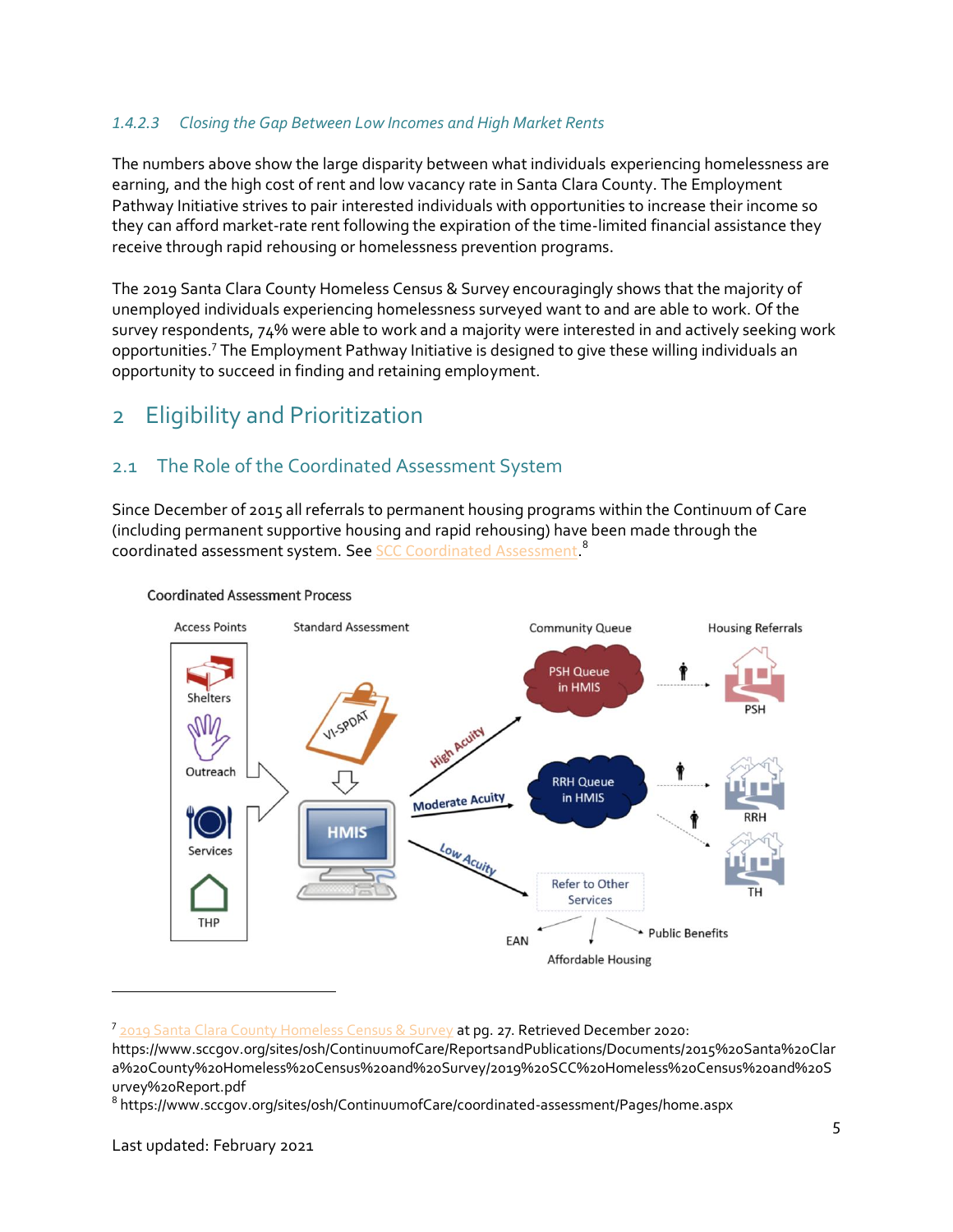#### 1.4.2.3 *Closing the Gap Between Low Incomes and High Market Rents*

The numbers above show the large disparity between what individuals experiencing homelessness are earning, and the high cost of rent and low vacancy rate in Santa Clara County. The Employment Pathway Initiative strives to pair interested individuals with opportunities to increase their income so they can afford market-rate rent following the expiration of the time-limited financial assistance they receive through rapid rehousing or homelessness prevention programs.

The 2019 Santa Clara County Homeless Census & Survey encouragingly shows that the majority of unemployed individuals experiencing homelessness surveyed want to and are able to work. Of the survey respondents, 74% were able to work and a majority were interested in and actively seeking work opportunities.[7] The Employment Pathway Initiative is designed to give these willing individuals an opportunity to succeed in finding and retaining employment.

# 2 Eligibility and Prioritization

## 2.1 The Role of the Coordinated Assessment System

Since December of 2015 all referrals to permanent housing programs within the Continuum of Care (including permanent supportive housing and rapid rehousing) have been made through the coordinated assessment system. See SCC Coordinated Assessment.[8]

Coordinated Assessment Process

Access Points: Shelters, Outreach, Services, THP → Standard Assessment: VI-SPDAT → HMIS

Community Queue:
- High Acuity → PSH Queue in HMIS → Housing Referrals: PSH
- Moderate Acuity → RRH Queue in HMIS → Housing Referrals: RRH, TH
- Low Acuity → Refer to Other Services → EAN, Affordable Housing, Public Benefits

---

[7] 2019 Santa Clara County Homeless Census & Survey at pg. 27. Retrieved December 2020: https://www.sccgov.org/sites/osh/ContinuumofCare/ReportsandPublications/Documents/2015%20Santa%20Clara%20County%20Homeless%20Census%20and%20Survey/2019%20SCC%20Homeless%20Census%20and%20Survey%20Report.pdf

[8] https://www.sccgov.org/sites/osh/ContinuumofCare/coordinated-assessment/Pages/home.aspx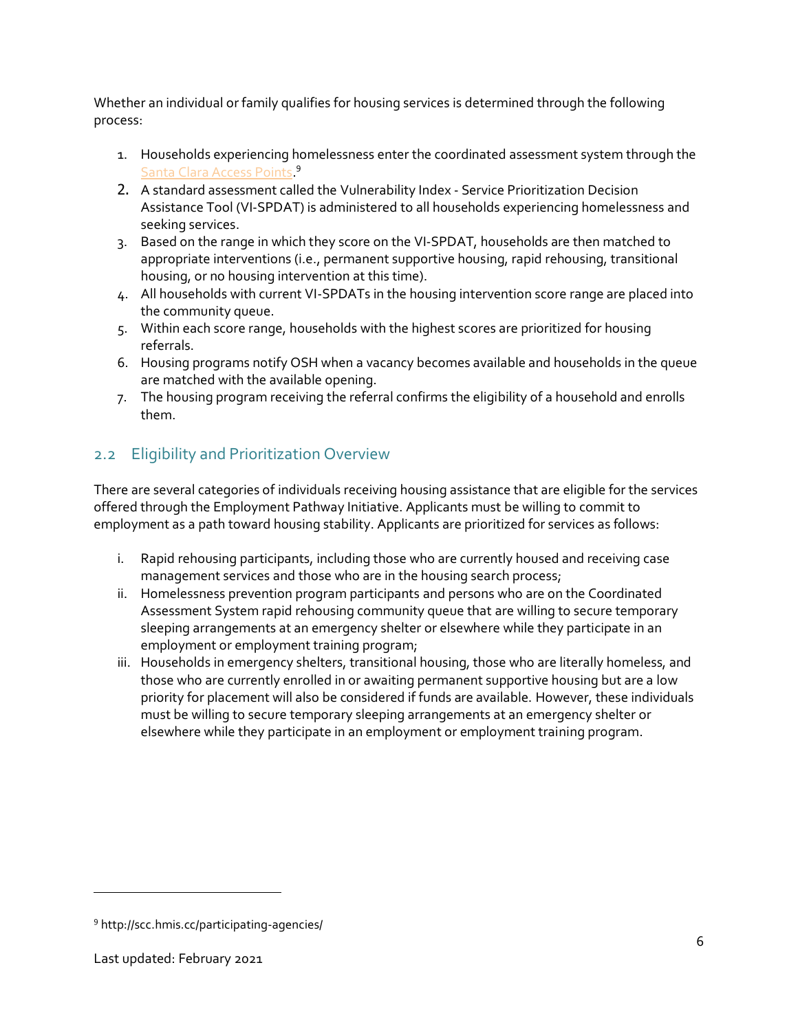Whether an individual or family qualifies for housing services is determined through the following process:

1. Households experiencing homelessness enter the coordinated assessment system through the Santa Clara Access Points.[9]
2. A standard assessment called the Vulnerability Index - Service Prioritization Decision Assistance Tool (VI-SPDAT) is administered to all households experiencing homelessness and seeking services.
3. Based on the range in which they score on the VI-SPDAT, households are then matched to appropriate interventions (i.e., permanent supportive housing, rapid rehousing, transitional housing, or no housing intervention at this time).
4. All households with current VI-SPDATs in the housing intervention score range are placed into the community queue.
5. Within each score range, households with the highest scores are prioritized for housing referrals.
6. Housing programs notify OSH when a vacancy becomes available and households in the queue are matched with the available opening.
7. The housing program receiving the referral confirms the eligibility of a household and enrolls them.

## 2.2 Eligibility and Prioritization Overview

There are several categories of individuals receiving housing assistance that are eligible for the services offered through the Employment Pathway Initiative. Applicants must be willing to commit to employment as a path toward housing stability. Applicants are prioritized for services as follows:

i. Rapid rehousing participants, including those who are currently housed and receiving case management services and those who are in the housing search process;

ii. Homelessness prevention program participants and persons who are on the Coordinated Assessment System rapid rehousing community queue that are willing to secure temporary sleeping arrangements at an emergency shelter or elsewhere while they participate in an employment or employment training program;

iii. Households in emergency shelters, transitional housing, those who are literally homeless, and those who are currently enrolled in or awaiting permanent supportive housing but are a low priority for placement will also be considered if funds are available. However, these individuals must be willing to secure temporary sleeping arrangements at an emergency shelter or elsewhere while they participate in an employment or employment training program.

---

[9] http://scc.hmis.cc/participating-agencies/

Last updated: February 2021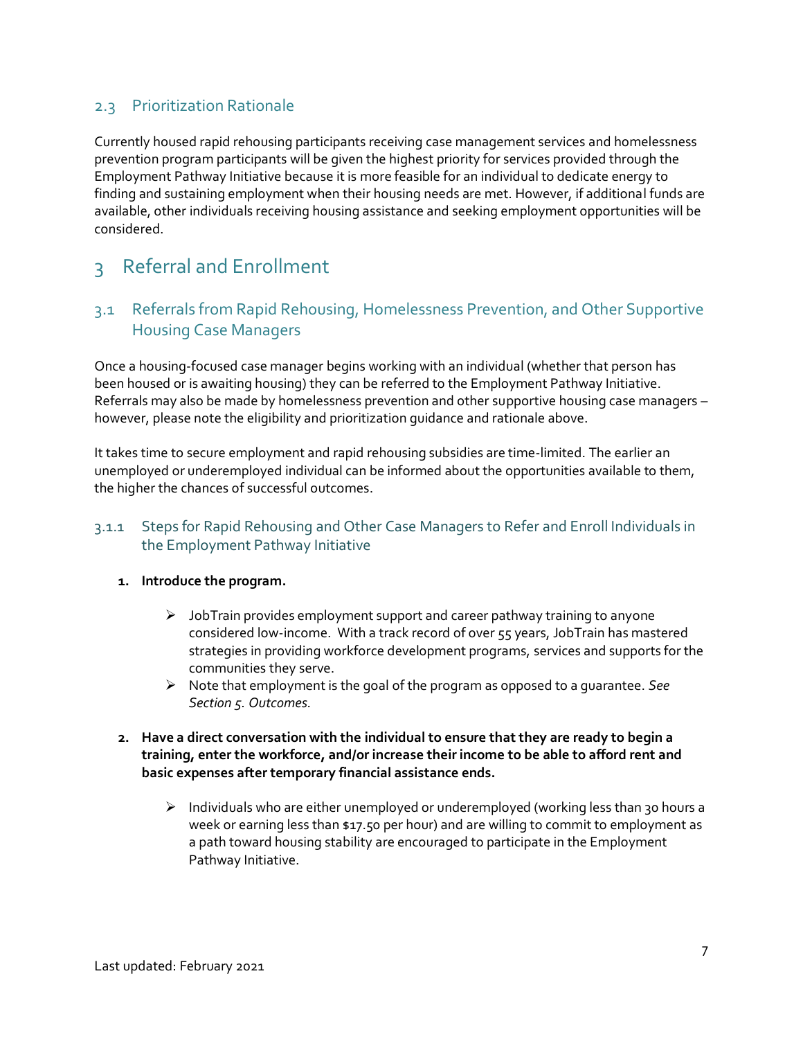### 2.3 Prioritization Rationale

Currently housed rapid rehousing participants receiving case management services and homelessness prevention program participants will be given the highest priority for services provided through the Employment Pathway Initiative because it is more feasible for an individual to dedicate energy to finding and sustaining employment when their housing needs are met. However, if additional funds are available, other individuals receiving housing assistance and seeking employment opportunities will be considered.

## 3 Referral and Enrollment

### 3.1 Referrals from Rapid Rehousing, Homelessness Prevention, and Other Supportive Housing Case Managers

Once a housing-focused case manager begins working with an individual (whether that person has been housed or is awaiting housing) they can be referred to the Employment Pathway Initiative. Referrals may also be made by homelessness prevention and other supportive housing case managers – however, please note the eligibility and prioritization guidance and rationale above.

It takes time to secure employment and rapid rehousing subsidies are time-limited. The earlier an unemployed or underemployed individual can be informed about the opportunities available to them, the higher the chances of successful outcomes.

#### 3.1.1 Steps for Rapid Rehousing and Other Case Managers to Refer and Enroll Individuals in the Employment Pathway Initiative

1. **Introduce the program.**
   - JobTrain provides employment support and career pathway training to anyone considered low-income. With a track record of over 55 years, JobTrain has mastered strategies in providing workforce development programs, services and supports for the communities they serve.
   - Note that employment is the goal of the program as opposed to a guarantee. *See Section 5. Outcomes.*

2. **Have a direct conversation with the individual to ensure that they are ready to begin a training, enter the workforce, and/or increase their income to be able to afford rent and basic expenses after temporary financial assistance ends.**
   - Individuals who are either unemployed or underemployed (working less than 30 hours a week or earning less than $17.50 per hour) and are willing to commit to employment as a path toward housing stability are encouraged to participate in the Employment Pathway Initiative.

Last updated: February 2021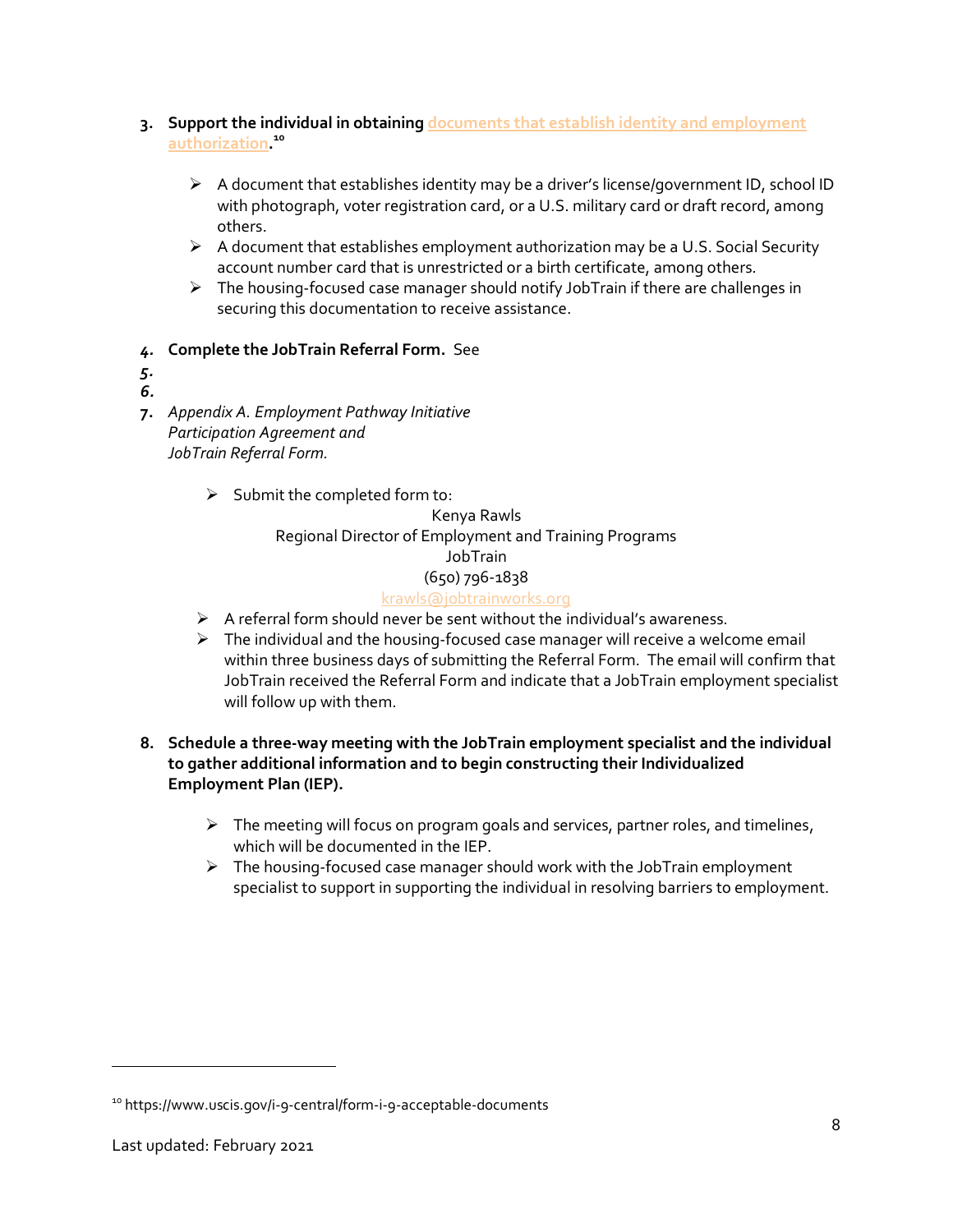3. **Support the individual in obtaining [documents that establish identity and employment authorization](https://www.uscis.gov/i-9-central/form-i-9-acceptable-documents).**[10]

   - A document that establishes identity may be a driver's license/government ID, school ID with photograph, voter registration card, or a U.S. military card or draft record, among others.
   - A document that establishes employment authorization may be a U.S. Social Security account number card that is unrestricted or a birth certificate, among others.
   - The housing-focused case manager should notify JobTrain if there are challenges in securing this documentation to receive assistance.

4. **Complete the JobTrain Referral Form.** See
5. 
6. 
7. *Appendix A. Employment Pathway Initiative Participation Agreement and JobTrain Referral Form.*

   - Submit the completed form to:

     Kenya Rawls
     Regional Director of Employment and Training Programs
     JobTrain
     (650) 796-1838
     krawls@jobtrainworks.org

   - A referral form should never be sent without the individual's awareness.
   - The individual and the housing-focused case manager will receive a welcome email within three business days of submitting the Referral Form. The email will confirm that JobTrain received the Referral Form and indicate that a JobTrain employment specialist will follow up with them.

8. **Schedule a three-way meeting with the JobTrain employment specialist and the individual to gather additional information and to begin constructing their Individualized Employment Plan (IEP).**

   - The meeting will focus on program goals and services, partner roles, and timelines, which will be documented in the IEP.
   - The housing-focused case manager should work with the JobTrain employment specialist to support in supporting the individual in resolving barriers to employment.

---

[10] https://www.uscis.gov/i-9-central/form-i-9-acceptable-documents

Last updated: February 2021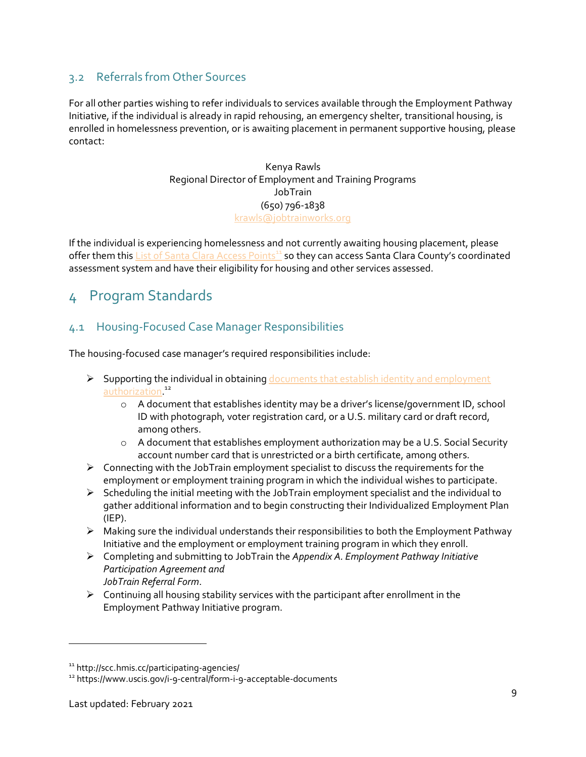### 3.2 Referrals from Other Sources

For all other parties wishing to refer individuals to services available through the Employment Pathway Initiative, if the individual is already in rapid rehousing, an emergency shelter, transitional housing, is enrolled in homelessness prevention, or is awaiting placement in permanent supportive housing, please contact:

Kenya Rawls
Regional Director of Employment and Training Programs
JobTrain
(650) 796-1838
krawls@jobtrainworks.org

If the individual is experiencing homelessness and not currently awaiting housing placement, please offer them this List of Santa Clara Access Points[11] so they can access Santa Clara County's coordinated assessment system and have their eligibility for housing and other services assessed.

## 4 Program Standards

### 4.1 Housing-Focused Case Manager Responsibilities

The housing-focused case manager's required responsibilities include:

- Supporting the individual in obtaining documents that establish identity and employment authorization.[12]
  - A document that establishes identity may be a driver's license/government ID, school ID with photograph, voter registration card, or a U.S. military card or draft record, among others.
  - A document that establishes employment authorization may be a U.S. Social Security account number card that is unrestricted or a birth certificate, among others.
- Connecting with the JobTrain employment specialist to discuss the requirements for the employment or employment training program in which the individual wishes to participate.
- Scheduling the initial meeting with the JobTrain employment specialist and the individual to gather additional information and to begin constructing their Individualized Employment Plan (IEP).
- Making sure the individual understands their responsibilities to both the Employment Pathway Initiative and the employment or employment training program in which they enroll.
- Completing and submitting to JobTrain the *Appendix A. Employment Pathway Initiative Participation Agreement and JobTrain Referral Form*.
- Continuing all housing stability services with the participant after enrollment in the Employment Pathway Initiative program.

---

[11] http://scc.hmis.cc/participating-agencies/
[12] https://www.uscis.gov/i-9-central/form-i-9-acceptable-documents

Last updated: February 2021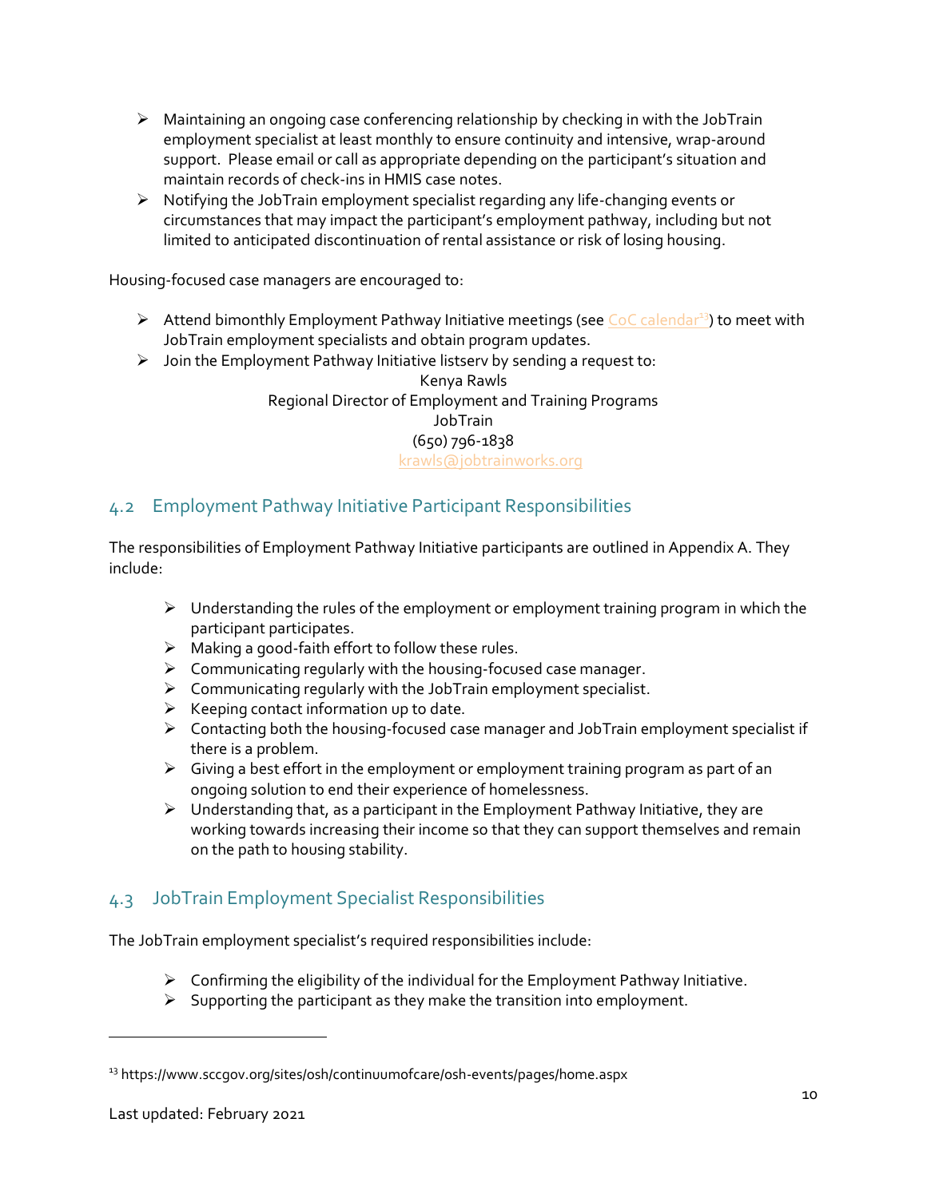- Maintaining an ongoing case conferencing relationship by checking in with the JobTrain employment specialist at least monthly to ensure continuity and intensive, wrap-around support. Please email or call as appropriate depending on the participant's situation and maintain records of check-ins in HMIS case notes.
- Notifying the JobTrain employment specialist regarding any life-changing events or circumstances that may impact the participant's employment pathway, including but not limited to anticipated discontinuation of rental assistance or risk of losing housing.

Housing-focused case managers are encouraged to:

- Attend bimonthly Employment Pathway Initiative meetings (see CoC calendar[13]) to meet with JobTrain employment specialists and obtain program updates.
- Join the Employment Pathway Initiative listserv by sending a request to:

  Kenya Rawls
  Regional Director of Employment and Training Programs
  JobTrain
  (650) 796-1838
  krawls@jobtrainworks.org

## 4.2 Employment Pathway Initiative Participant Responsibilities

The responsibilities of Employment Pathway Initiative participants are outlined in Appendix A. They include:

- Understanding the rules of the employment or employment training program in which the participant participates.
- Making a good-faith effort to follow these rules.
- Communicating regularly with the housing-focused case manager.
- Communicating regularly with the JobTrain employment specialist.
- Keeping contact information up to date.
- Contacting both the housing-focused case manager and JobTrain employment specialist if there is a problem.
- Giving a best effort in the employment or employment training program as part of an ongoing solution to end their experience of homelessness.
- Understanding that, as a participant in the Employment Pathway Initiative, they are working towards increasing their income so that they can support themselves and remain on the path to housing stability.

## 4.3 JobTrain Employment Specialist Responsibilities

The JobTrain employment specialist's required responsibilities include:

- Confirming the eligibility of the individual for the Employment Pathway Initiative.
- Supporting the participant as they make the transition into employment.

---

[13] https://www.sccgov.org/sites/osh/continuumofcare/osh-events/pages/home.aspx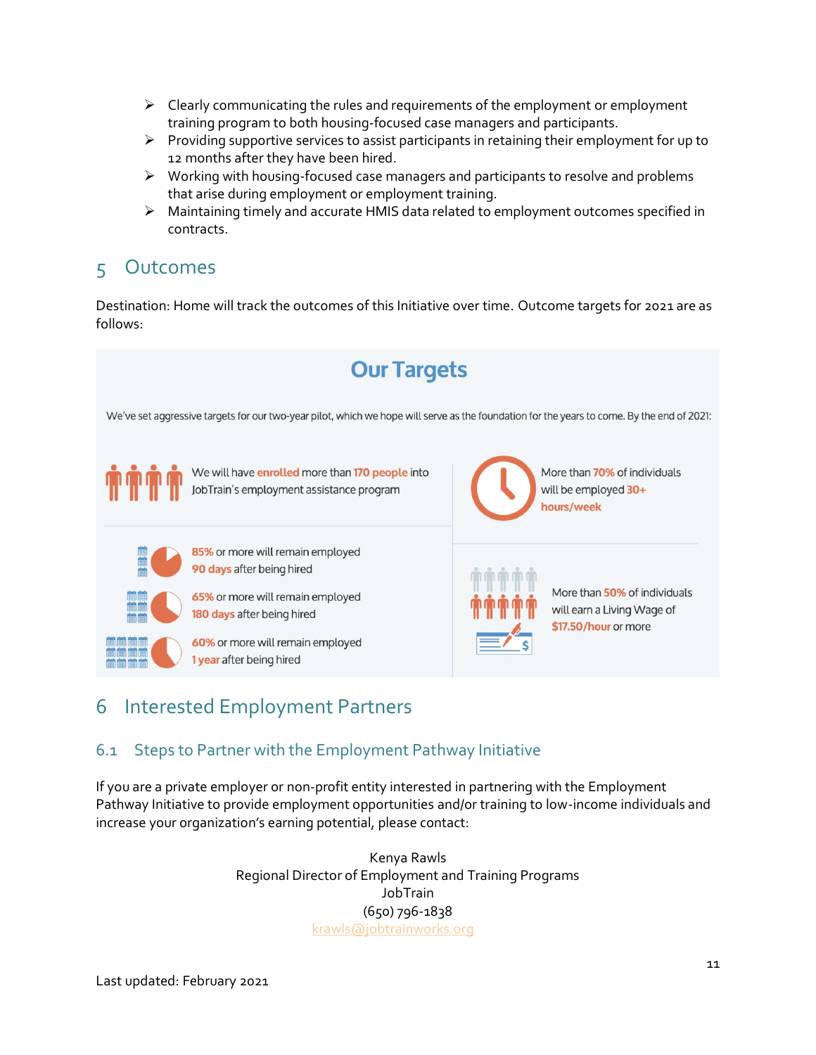- Clearly communicating the rules and requirements of the employment or employment training program to both housing-focused case managers and participants.
- Providing supportive services to assist participants in retaining their employment for up to 12 months after they have been hired.
- Working with housing-focused case managers and participants to resolve and problems that arise during employment or employment training.
- Maintaining timely and accurate HMIS data related to employment outcomes specified in contracts.

# 5 Outcomes

Destination: Home will track the outcomes of this Initiative over time. Outcome targets for 2021 are as follows:

## Our Targets

We've set aggressive targets for our two-year pilot, which we hope will serve as the foundation for the years to come. By the end of 2021:

- We will have **enrolled** more than **170 people** into JobTrain's employment assistance program
- More than **70%** of individuals will be employed **30+ hours/week**
- **85%** or more will remain employed **90 days** after being hired
- **65%** or more will remain employed **180 days** after being hired
- **60%** or more will remain employed **1 year** after being hired
- More than **50%** of individuals will earn a Living Wage of **$17.50/hour** or more

# 6 Interested Employment Partners

## 6.1 Steps to Partner with the Employment Pathway Initiative

If you are a private employer or non-profit entity interested in partnering with the Employment Pathway Initiative to provide employment opportunities and/or training to low-income individuals and increase your organization's earning potential, please contact:

Kenya Rawls
Regional Director of Employment and Training Programs
JobTrain
(650) 796-1838
krawls@jobtrainworks.org

Last updated: February 2021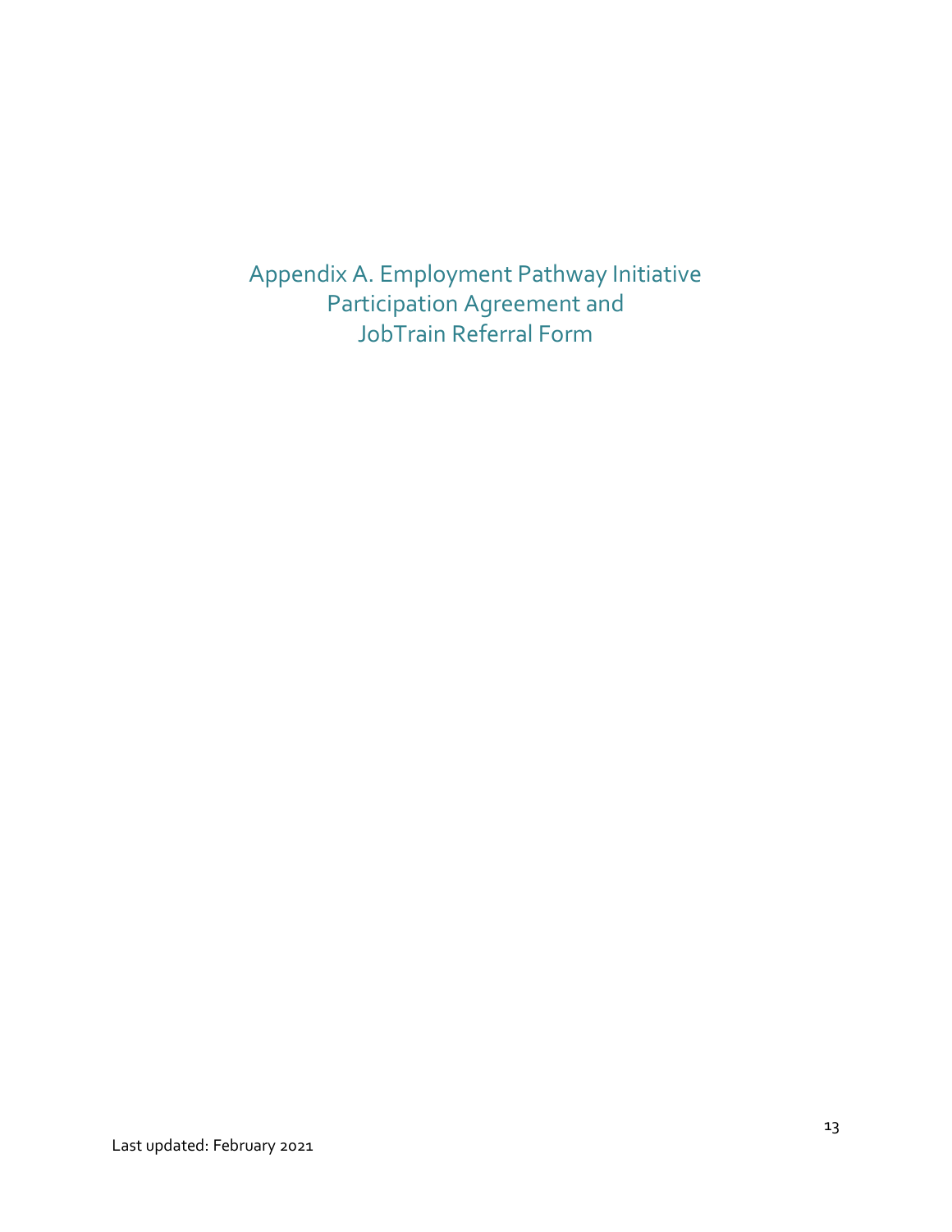# Appendix A. Employment Pathway Initiative Participation Agreement and JobTrain Referral Form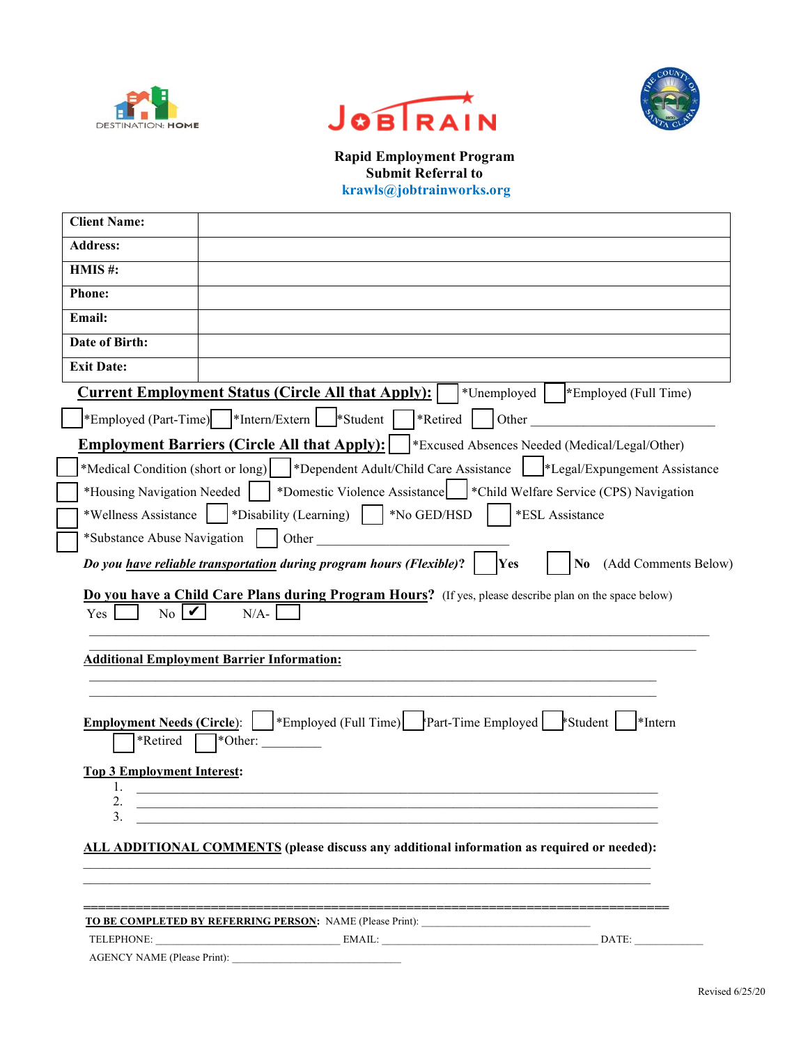**Rapid Employment Program**
**Submit Referral to**
**krawls@jobtrainworks.org**

| **Client Name:** | |
|---|---|
| **Address:** | |
| **HMIS #:** | |
| **Phone:** | |
| **Email:** | |
| **Date of Birth:** | |
| **Exit Date:** | |

**Current Employment Status (Circle All that Apply):** ☐ *Unemployed ☐ *Employed (Full Time) ☐ *Employed (Part-Time) ☐ *Intern/Extern ☐ *Student ☐ *Retired ☐ Other ____________________________

**Employment Barriers (Circle All that Apply):** ☐ *Excused Absences Needed (Medical/Legal/Other) ☐ *Medical Condition (short or long) ☐ *Dependent Adult/Child Care Assistance ☐ *Legal/Expungement Assistance ☐ *Housing Navigation Needed ☐ *Domestic Violence Assistance ☐ *Child Welfare Service (CPS) Navigation ☐ *Wellness Assistance ☐ *Disability (Learning) ☐ *No GED/HSD ☐ *ESL Assistance ☐ *Substance Abuse Navigation ☐ Other ______________________________

***Do you have reliable transportation during program hours (Flexible)?*** ☐ **Yes** ☐ **No** (Add Comments Below)

**Do you have a Child Care Plans during Program Hours?** (If yes, please describe plan on the space below)
Yes ☐ No ☑ N/A- ☐

_______________________________________________________________________________________

_______________________________________________________________________________________

**Additional Employment Barrier Information:**

_______________________________________________________________________________________

_______________________________________________________________________________________

**Employment Needs (Circle):** ☐ *Employed (Full Time) ☐ *Part-Time Employed ☐ *Student ☐ *Intern ☐ *Retired ☐ *Other: __________

**Top 3 Employment Interest:**

1. ______________________________________________________________________________
2. ______________________________________________________________________________
3. ______________________________________________________________________________

**ALL ADDITIONAL COMMENTS (please discuss any additional information as required or needed):**

_______________________________________________________________________________________

_______________________________________________________________________________________

**TO BE COMPLETED BY REFERRING PERSON:** NAME (Please Print): ____________________________

TELEPHONE: ______________________________ EMAIL: ____________________________________ DATE: ____________

AGENCY NAME (Please Print): ______________________________

Revised 6/25/20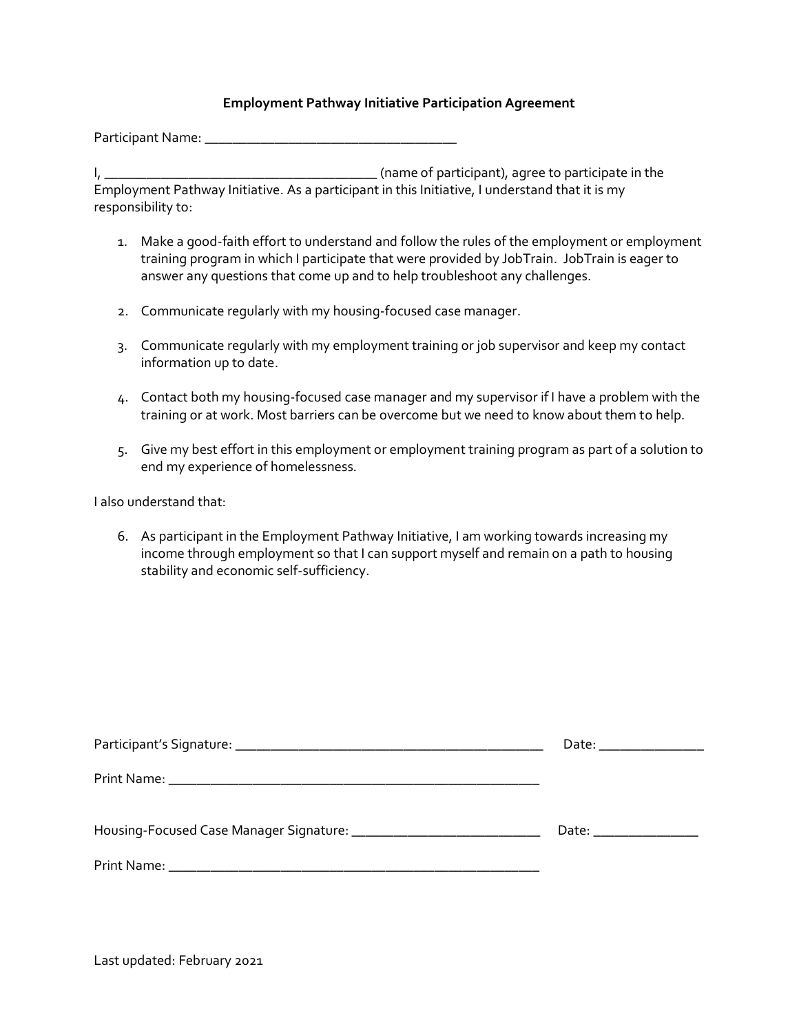**Employment Pathway Initiative Participation Agreement**

Participant Name: ___________________________________

I, ____________________________________ (name of participant), agree to participate in the Employment Pathway Initiative. As a participant in this Initiative, I understand that it is my responsibility to:

1. Make a good-faith effort to understand and follow the rules of the employment or employment training program in which I participate that were provided by JobTrain. JobTrain is eager to answer any questions that come up and to help troubleshoot any challenges.

2. Communicate regularly with my housing-focused case manager.

3. Communicate regularly with my employment training or job supervisor and keep my contact information up to date.

4. Contact both my housing-focused case manager and my supervisor if I have a problem with the training or at work. Most barriers can be overcome but we need to know about them to help.

5. Give my best effort in this employment or employment training program as part of a solution to end my experience of homelessness.

I also understand that:

6. As participant in the Employment Pathway Initiative, I am working towards increasing my income through employment so that I can support myself and remain on a path to housing stability and economic self-sufficiency.

Participant's Signature: ___________________________________________ Date: ______________

Print Name: ___________________________________________________

Housing-Focused Case Manager Signature: __________________________ Date: ______________

Print Name: ___________________________________________________

Last updated: February 2021